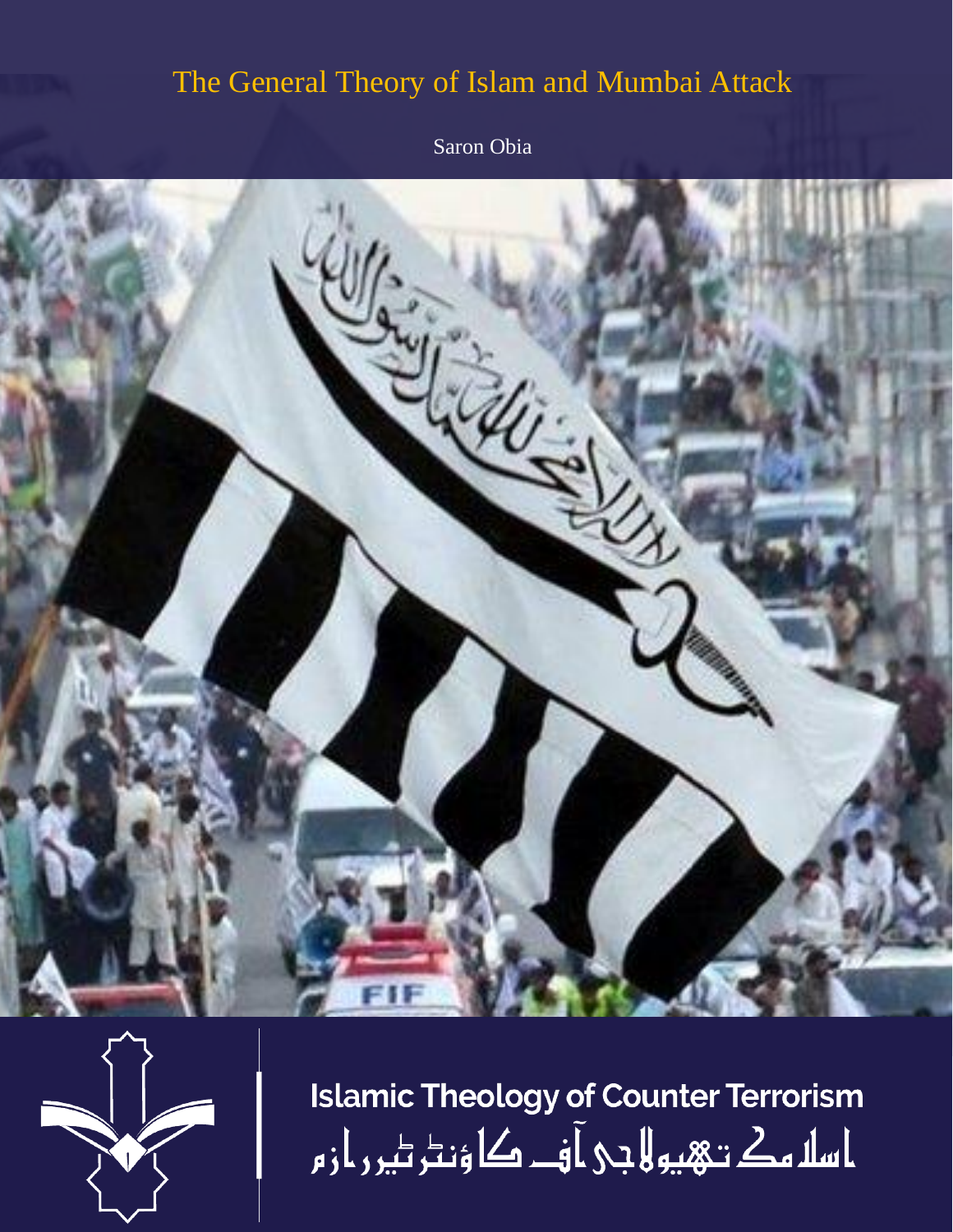# The General Theory of Islam and Mumbai Attack

Saron Obia

Islamic Theology of Counter Terrorism

اسلامک تھیولاجی آف کاؤنٹر ٹیررازم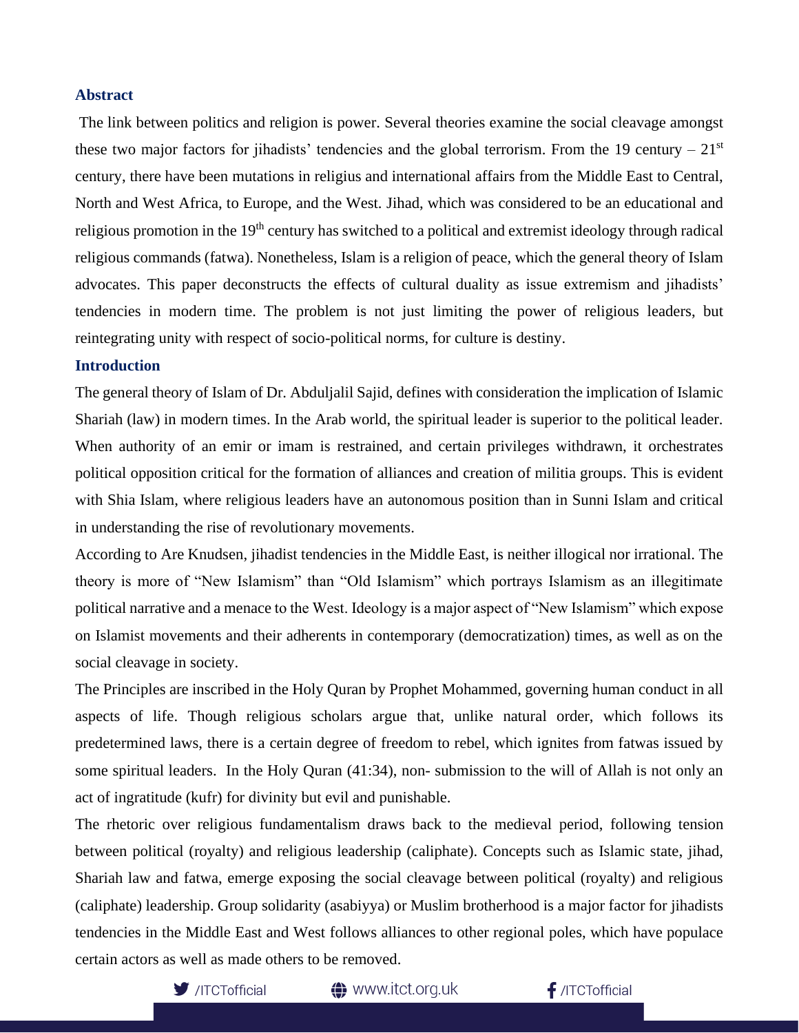## Abstract

The link between politics and religion is power. Several theories examine the social cleavage amongst these two major factors for jihadists' tendencies and the global terrorism. From the 19 century – 21st century, there have been mutations in religius and international affairs from the Middle East to Central, North and West Africa, to Europe, and the West. Jihad, which was considered to be an educational and religious promotion in the 19th century has switched to a political and extremist ideology through radical religious commands (fatwa). Nonetheless, Islam is a religion of peace, which the general theory of Islam advocates. This paper deconstructs the effects of cultural duality as issue extremism and jihadists' tendencies in modern time. The problem is not just limiting the power of religious leaders, but reintegrating unity with respect of socio-political norms, for culture is destiny.

## Introduction

The general theory of Islam of Dr. Abduljalil Sajid, defines with consideration the implication of Islamic Shariah (law) in modern times. In the Arab world, the spiritual leader is superior to the political leader. When authority of an emir or imam is restrained, and certain privileges withdrawn, it orchestrates political opposition critical for the formation of alliances and creation of militia groups. This is evident with Shia Islam, where religious leaders have an autonomous position than in Sunni Islam and critical in understanding the rise of revolutionary movements.

According to Are Knudsen, jihadist tendencies in the Middle East, is neither illogical nor irrational. The theory is more of "New Islamism" than "Old Islamism" which portrays Islamism as an illegitimate political narrative and a menace to the West. Ideology is a major aspect of "New Islamism" which expose on Islamist movements and their adherents in contemporary (democratization) times, as well as on the social cleavage in society.

The Principles are inscribed in the Holy Quran by Prophet Mohammed, governing human conduct in all aspects of life. Though religious scholars argue that, unlike natural order, which follows its predetermined laws, there is a certain degree of freedom to rebel, which ignites from fatwas issued by some spiritual leaders. In the Holy Quran (41:34), non- submission to the will of Allah is not only an act of ingratitude (kufr) for divinity but evil and punishable.

The rhetoric over religious fundamentalism draws back to the medieval period, following tension between political (royalty) and religious leadership (caliphate). Concepts such as Islamic state, jihad, Shariah law and fatwa, emerge exposing the social cleavage between political (royalty) and religious (caliphate) leadership. Group solidarity (asabiyya) or Muslim brotherhood is a major factor for jihadists tendencies in the Middle East and West follows alliances to other regional poles, which have populace certain actors as well as made others to be removed.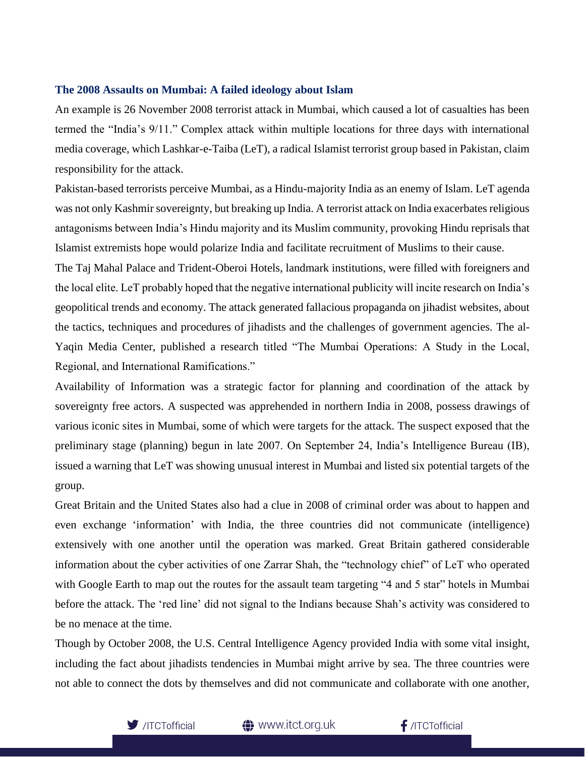### The 2008 Assaults on Mumbai: A failed ideology about Islam

An example is 26 November 2008 terrorist attack in Mumbai, which caused a lot of casualties has been termed the "India's 9/11." Complex attack within multiple locations for three days with international media coverage, which Lashkar-e-Taiba (LeT), a radical Islamist terrorist group based in Pakistan, claim responsibility for the attack.

Pakistan-based terrorists perceive Mumbai, as a Hindu-majority India as an enemy of Islam. LeT agenda was not only Kashmir sovereignty, but breaking up India. A terrorist attack on India exacerbates religious antagonisms between India's Hindu majority and its Muslim community, provoking Hindu reprisals that Islamist extremists hope would polarize India and facilitate recruitment of Muslims to their cause.

The Taj Mahal Palace and Trident-Oberoi Hotels, landmark institutions, were filled with foreigners and the local elite. LeT probably hoped that the negative international publicity will incite research on India's geopolitical trends and economy. The attack generated fallacious propaganda on jihadist websites, about the tactics, techniques and procedures of jihadists and the challenges of government agencies. The al-Yaqin Media Center, published a research titled "The Mumbai Operations: A Study in the Local, Regional, and International Ramifications."

Availability of Information was a strategic factor for planning and coordination of the attack by sovereignty free actors. A suspected was apprehended in northern India in 2008, possess drawings of various iconic sites in Mumbai, some of which were targets for the attack. The suspect exposed that the preliminary stage (planning) begun in late 2007. On September 24, India's Intelligence Bureau (IB), issued a warning that LeT was showing unusual interest in Mumbai and listed six potential targets of the group.

Great Britain and the United States also had a clue in 2008 of criminal order was about to happen and even exchange 'information' with India, the three countries did not communicate (intelligence) extensively with one another until the operation was marked. Great Britain gathered considerable information about the cyber activities of one Zarrar Shah, the "technology chief" of LeT who operated with Google Earth to map out the routes for the assault team targeting "4 and 5 star" hotels in Mumbai before the attack. The 'red line' did not signal to the Indians because Shah's activity was considered to be no menace at the time.

Though by October 2008, the U.S. Central Intelligence Agency provided India with some vital insight, including the fact about jihadists tendencies in Mumbai might arrive by sea. The three countries were not able to connect the dots by themselves and did not communicate and collaborate with one another,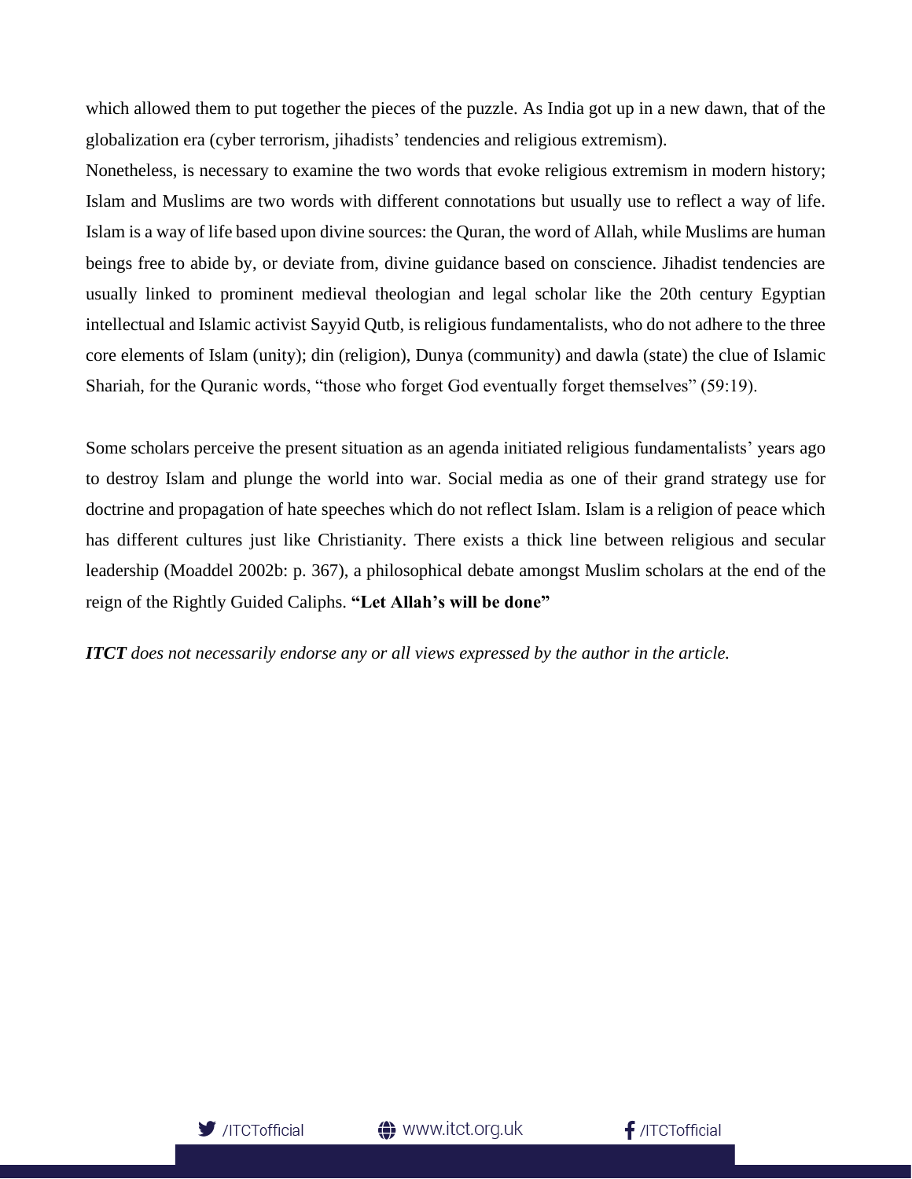which allowed them to put together the pieces of the puzzle. As India got up in a new dawn, that of the globalization era (cyber terrorism, jihadists' tendencies and religious extremism).

Nonetheless, is necessary to examine the two words that evoke religious extremism in modern history; Islam and Muslims are two words with different connotations but usually use to reflect a way of life. Islam is a way of life based upon divine sources: the Quran, the word of Allah, while Muslims are human beings free to abide by, or deviate from, divine guidance based on conscience. Jihadist tendencies are usually linked to prominent medieval theologian and legal scholar like the 20th century Egyptian intellectual and Islamic activist Sayyid Qutb, is religious fundamentalists, who do not adhere to the three core elements of Islam (unity); din (religion), Dunya (community) and dawla (state) the clue of Islamic Shariah, for the Quranic words, "those who forget God eventually forget themselves" (59:19).

Some scholars perceive the present situation as an agenda initiated religious fundamentalists' years ago to destroy Islam and plunge the world into war. Social media as one of their grand strategy use for doctrine and propagation of hate speeches which do not reflect Islam. Islam is a religion of peace which has different cultures just like Christianity. There exists a thick line between religious and secular leadership (Moaddel 2002b: p. 367), a philosophical debate amongst Muslim scholars at the end of the reign of the Rightly Guided Caliphs. **"Let Allah's will be done"**

***ITCT** does not necessarily endorse any or all views expressed by the author in the article.*